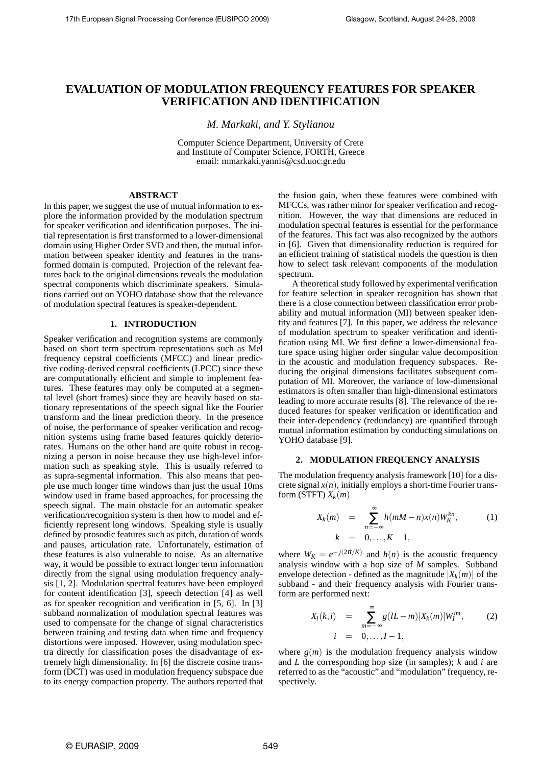# EVALUATION OF MODULATION FREQUENCY FEATURES FOR SPEAKER VERIFICATION AND IDENTIFICATION

*M. Markaki, and Y. Stylianou*

Computer Science Department, University of Crete
and Institute of Computer Science, FORTH, Greece
email: mmarkaki,yannis@csd.uoc.gr.edu

## ABSTRACT

In this paper, we suggest the use of mutual information to explore the information provided by the modulation spectrum for speaker verification and identification purposes. The initial representation is first transformed to a lower-dimensional domain using Higher Order SVD and then, the mutual information between speaker identity and features in the transformed domain is computed. Projection of the relevant features back to the original dimensions reveals the modulation spectral components which discriminate speakers. Simulations carried out on YOHO database show that the relevance of modulation spectral features is speaker-dependent.

## 1. INTRODUCTION

Speaker verification and recognition systems are commonly based on short term spectrum representations such as Mel frequency cepstral coefficients (MFCC) and linear predictive coding-derived cepstral coefficients (LPCC) since these are computationally efficient and simple to implement features. These features may only be computed at a segmental level (short frames) since they are heavily based on stationary representations of the speech signal like the Fourier transform and the linear prediction theory. In the presence of noise, the performance of speaker verification and recognition systems using frame based features quickly deteriorates. Humans on the other hand are quite robust in recognizing a person in noise because they use high-level information such as speaking style. This is usually referred to as supra-segmental information. This also means that people use much longer time windows than just the usual 10ms window used in frame based approaches, for processing the speech signal. The main obstacle for an automatic speaker verification/recognition system is then how to model and efficiently represent long windows. Speaking style is usually defined by prosodic features such as pitch, duration of words and pauses, articulation rate. Unfortunately, estimation of these features is also vulnerable to noise. As an alternative way, it would be possible to extract longer term information directly from the signal using modulation frequency analysis [1, 2]. Modulation spectral features have been employed for content identification [3], speech detection [4] as well as for speaker recognition and verification in [5, 6]. In [3] subband normalization of modulation spectral features was used to compensate for the change of signal characteristics between training and testing data when time and frequency distortions were imposed. However, using modulation spectra directly for classification poses the disadvantage of extremely high dimensionality. In [6] the discrete cosine transform (DCT) was used in modulation frequency subspace due to its energy compaction property. The authors reported that the fusion gain, when these features were combined with MFCCs, was rather minor for speaker verification and recognition. However, the way that dimensions are reduced in modulation spectral features is essential for the performance of the features. This fact was also recognized by the authors in [6]. Given that dimensionality reduction is required for an efficient training of statistical models the question is then how to select task relevant components of the modulation spectrum.

A theoretical study followed by experimental verification for feature selection in speaker recognition has shown that there is a close connection between classification error probability and mutual information (MI) between speaker identity and features [7]. In this paper, we address the relevance of modulation spectrum to speaker verification and identification using MI. We first define a lower-dimensional feature space using higher order singular value decomposition in the acoustic and modulation frequency subspaces. Reducing the original dimensions facilitates subsequent computation of MI. Moreover, the variance of low-dimensional estimators is often smaller than high-dimensional estimators leading to more accurate results [8]. The relevance of the reduced features for speaker verification or identification and their inter-dependency (redundancy) are quantified through mutual information estimation by conducting simulations on YOHO database [9].

## 2. MODULATION FREQUENCY ANALYSIS

The modulation frequency analysis framework [10] for a discrete signal $x(n)$, initially employs a short-time Fourier transform (STFT) $X_k(m)$

$$
\begin{aligned}
X_k(m) &= \sum_{n=-\infty}^{\infty} h(mM-n)x(n)W_K^{kn}, \\
k &= 0,\ldots,K-1,
\end{aligned}
\tag{1}
$$

where $W_K = e^{-j(2\pi/K)}$ and $h(n)$ is the acoustic frequency analysis window with a hop size of $M$ samples. Subband envelope detection - defined as the magnitude $|X_k(m)|$ of the subband - and their frequency analysis with Fourier transform are performed next:

$$
\begin{aligned}
X_l(k,i) &= \sum_{m=-\infty}^{\infty} g(lL-m)|X_k(m)|W_I^{im}, \\
i &= 0,\ldots,I-1,
\end{aligned}
\tag{2}
$$

where $g(m)$ is the modulation frequency analysis window and $L$ the corresponding hop size (in samples); $k$ and $i$ are referred to as the "acoustic" and "modulation" frequency, respectively.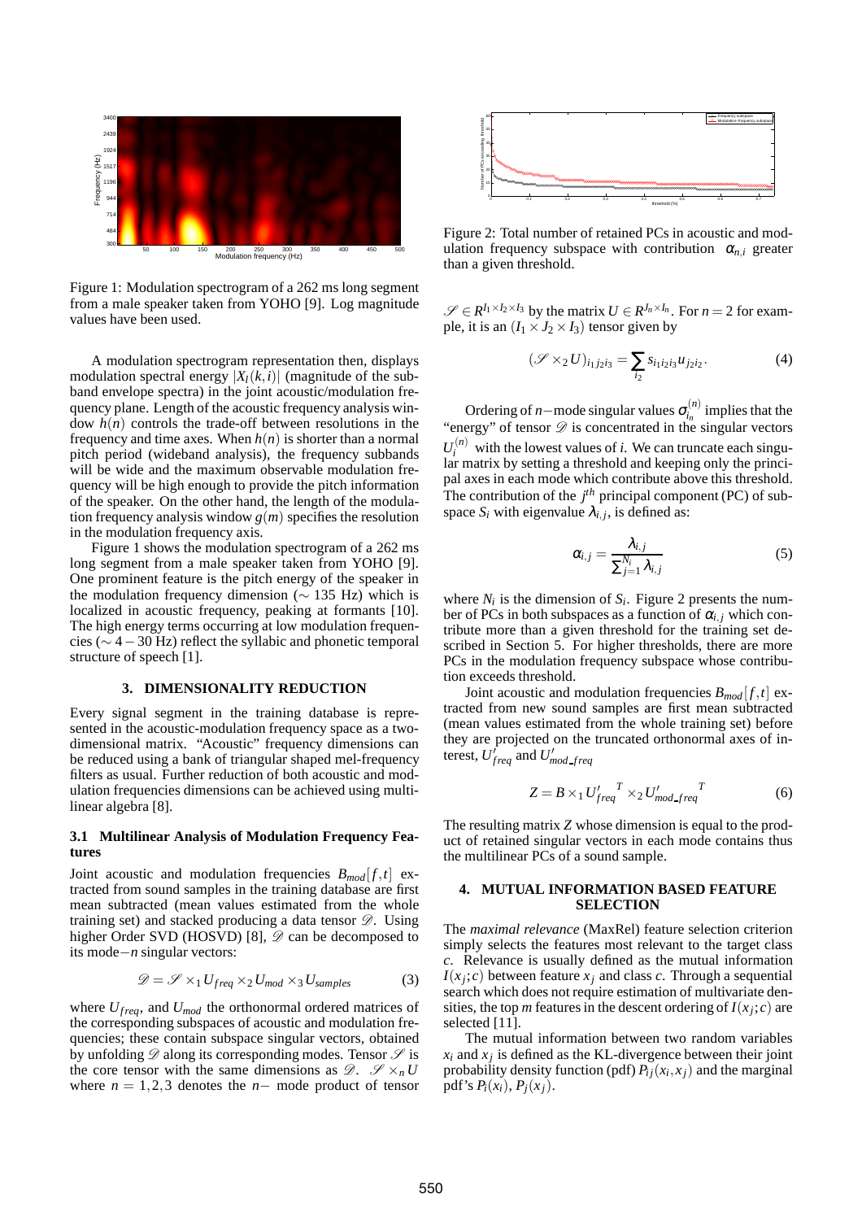Figure 1: Modulation spectrogram of a 262 ms long segment from a male speaker taken from YOHO [9]. Log magnitude values have been used.

A modulation spectrogram representation then, displays modulation spectral energy $|X_l(k,i)|$ (magnitude of the subband envelope spectra) in the joint acoustic/modulation frequency plane. Length of the acoustic frequency analysis window $h(n)$ controls the trade-off between resolutions in the frequency and time axes. When $h(n)$ is shorter than a normal pitch period (wideband analysis), the frequency subbands will be wide and the maximum observable modulation frequency will be high enough to provide the pitch information of the speaker. On the other hand, the length of the modulation frequency analysis window $g(m)$ specifies the resolution in the modulation frequency axis.

Figure 1 shows the modulation spectrogram of a 262 ms long segment from a male speaker taken from YOHO [9]. One prominent feature is the pitch energy of the speaker in the modulation frequency dimension ($\sim$ 135 Hz) which is localized in acoustic frequency, peaking at formants [10]. The high energy terms occurring at low modulation frequencies ($\sim 4-30$ Hz) reflect the syllabic and phonetic temporal structure of speech [1].

## 3. DIMENSIONALITY REDUCTION

Every signal segment in the training database is represented in the acoustic-modulation frequency space as a two-dimensional matrix. "Acoustic" frequency dimensions can be reduced using a bank of triangular shaped mel-frequency filters as usual. Further reduction of both acoustic and modulation frequencies dimensions can be achieved using multilinear algebra [8].

### 3.1 Multilinear Analysis of Modulation Frequency Features

Joint acoustic and modulation frequencies $B_{mod}[f,t]$ extracted from sound samples in the training database are first mean subtracted (mean values estimated from the whole training set) and stacked producing a data tensor $\mathscr{D}$. Using higher Order SVD (HOSVD) [8], $\mathscr{D}$ can be decomposed to its mode$-n$ singular vectors:

$$\mathscr{D} = \mathscr{S} \times_1 U_{freq} \times_2 U_{mod} \times_3 U_{samples} \tag{3}$$

where $U_{freq}$, and $U_{mod}$ the orthonormal ordered matrices of the corresponding subspaces of acoustic and modulation frequencies; these contain subspace singular vectors, obtained by unfolding $\mathscr{D}$ along its corresponding modes. Tensor $\mathscr{S}$ is the core tensor with the same dimensions as $\mathscr{D}$. $\mathscr{S} \times_n U$ where $n = 1,2,3$ denotes the $n-$ mode product of tensor $\mathscr{S} \in R^{I_1 \times I_2 \times I_3}$ by the matrix $U \in R^{J_n \times I_n}$. For $n = 2$ for example, it is an $(I_1 \times J_2 \times I_3)$ tensor given by

$$(\mathscr{S} \times_2 U)_{i_1 j_2 i_3} = \sum_{i_2} s_{i_1 i_2 i_3} u_{j_2 i_2}. \tag{4}$$

Ordering of $n-$mode singular values $\sigma_{i_n}^{(n)}$ implies that the "energy" of tensor $\mathscr{D}$ is concentrated in the singular vectors $U_i^{(n)}$ with the lowest values of $i$. We can truncate each singular matrix by setting a threshold and keeping only the principal axes in each mode which contribute above this threshold. The contribution of the $j^{th}$ principal component (PC) of subspace $S_i$ with eigenvalue $\lambda_{i,j}$, is defined as:

$$\alpha_{i,j} = \frac{\lambda_{i,j}}{\sum_{j=1}^{N_i} \lambda_{i,j}} \tag{5}$$

where $N_i$ is the dimension of $S_i$. Figure 2 presents the number of PCs in both subspaces as a function of $\alpha_{i,j}$ which contribute more than a given threshold for the training set described in Section 5. For higher thresholds, there are more PCs in the modulation frequency subspace whose contribution exceeds threshold.

Figure 2: Total number of retained PCs in acoustic and modulation frequency subspace with contribution $\alpha_{n,i}$ greater than a given threshold.

Joint acoustic and modulation frequencies $B_{mod}[f,t]$ extracted from new sound samples are first mean subtracted (mean values estimated from the whole training set) before they are projected on the truncated orthonormal axes of interest, $U'_{freq}$ and $U'_{mod\_freq}$

$$Z = B \times_1 {U'_{freq}}^T \times_2 {U'_{mod\_freq}}^T \tag{6}$$

The resulting matrix $Z$ whose dimension is equal to the product of retained singular vectors in each mode contains thus the multilinear PCs of a sound sample.

## 4. MUTUAL INFORMATION BASED FEATURE SELECTION

The *maximal relevance* (MaxRel) feature selection criterion simply selects the features most relevant to the target class $c$. Relevance is usually defined as the mutual information $I(x_j;c)$ between feature $x_j$ and class $c$. Through a sequential search which does not require estimation of multivariate densities, the top $m$ features in the descent ordering of $I(x_j;c)$ are selected [11].

The mutual information between two random variables $x_i$ and $x_j$ is defined as the KL-divergence between their joint probability density function (pdf) $P_{ij}(x_i,x_j)$ and the marginal pdf's $P_i(x_i)$, $P_j(x_j)$.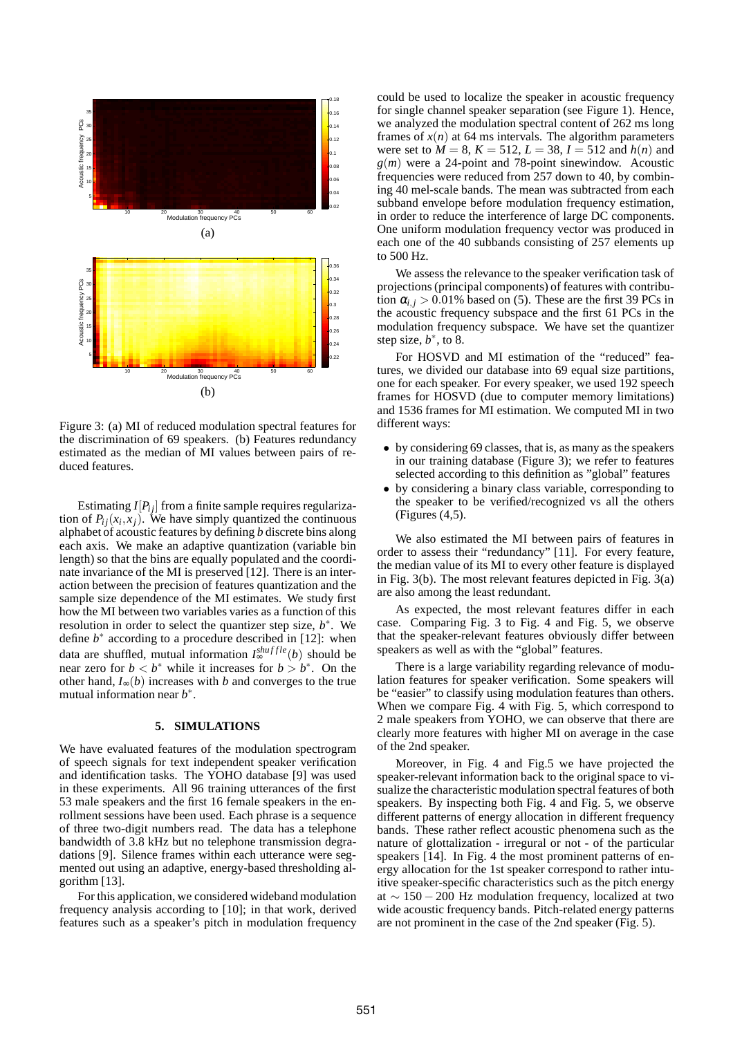Figure 3: (a) MI of reduced modulation spectral features for the discrimination of 69 speakers. (b) Features redundancy estimated as the median of MI values between pairs of reduced features.

Estimating $I[P_{ij}]$ from a finite sample requires regularization of $P_{ij}(x_i, x_j)$. We have simply quantized the continuous alphabet of acoustic features by defining $b$ discrete bins along each axis. We make an adaptive quantization (variable bin length) so that the bins are equally populated and the coordinate invariance of the MI is preserved [12]. There is an interaction between the precision of features quantization and the sample size dependence of the MI estimates. We study first how the MI between two variables varies as a function of this resolution in order to select the quantizer step size, $b^*$. We define $b^*$ according to a procedure described in [12]: when data are shuffled, mutual information $I_\infty^{shuffle}(b)$ should be near zero for $b < b^*$ while it increases for $b > b^*$. On the other hand, $I_\infty(b)$ increases with $b$ and converges to the true mutual information near $b^*$.

## 5. SIMULATIONS

We have evaluated features of the modulation spectrogram of speech signals for text independent speaker verification and identification tasks. The YOHO database [9] was used in these experiments. All 96 training utterances of the first 53 male speakers and the first 16 female speakers in the enrollment sessions have been used. Each phrase is a sequence of three two-digit numbers read. The data has a telephone bandwidth of 3.8 kHz but no telephone transmission degradations [9]. Silence frames within each utterance were segmented out using an adaptive, energy-based thresholding algorithm [13].

For this application, we considered wideband modulation frequency analysis according to [10]; in that work, derived features such as a speaker's pitch in modulation frequency could be used to localize the speaker in acoustic frequency for single channel speaker separation (see Figure 1). Hence, we analyzed the modulation spectral content of 262 ms long frames of $x(n)$ at 64 ms intervals. The algorithm parameters were set to $M = 8$, $K = 512$, $L = 38$, $I = 512$ and $h(n)$ and $g(m)$ were a 24-point and 78-point sinewindow. Acoustic frequencies were reduced from 257 down to 40, by combining 40 mel-scale bands. The mean was subtracted from each subband envelope before modulation frequency estimation, in order to reduce the interference of large DC components. One uniform modulation frequency vector was produced in each one of the 40 subbands consisting of 257 elements up to 500 Hz.

We assess the relevance to the speaker verification task of projections (principal components) of features with contribution $\alpha_{i,j} > 0.01\%$ based on (5). These are the first 39 PCs in the acoustic frequency subspace and the first 61 PCs in the modulation frequency subspace. We have set the quantizer step size, $b^*$, to 8.

For HOSVD and MI estimation of the "reduced" features, we divided our database into 69 equal size partitions, one for each speaker. For every speaker, we used 192 speech frames for HOSVD (due to computer memory limitations) and 1536 frames for MI estimation. We computed MI in two different ways:

- by considering 69 classes, that is, as many as the speakers in our training database (Figure 3); we refer to features selected according to this definition as "global" features
- by considering a binary class variable, corresponding to the speaker to be verified/recognized vs all the others (Figures (4,5).

We also estimated the MI between pairs of features in order to assess their "redundancy" [11]. For every feature, the median value of its MI to every other feature is displayed in Fig. 3(b). The most relevant features depicted in Fig. 3(a) are also among the least redundant.

As expected, the most relevant features differ in each case. Comparing Fig. 3 to Fig. 4 and Fig. 5, we observe that the speaker-relevant features obviously differ between speakers as well as with the "global" features.

There is a large variability regarding relevance of modulation features for speaker verification. Some speakers will be "easier" to classify using modulation features than others. When we compare Fig. 4 with Fig. 5, which correspond to 2 male speakers from YOHO, we can observe that there are clearly more features with higher MI on average in the case of the 2nd speaker.

Moreover, in Fig. 4 and Fig.5 we have projected the speaker-relevant information back to the original space to visualize the characteristic modulation spectral features of both speakers. By inspecting both Fig. 4 and Fig. 5, we observe different patterns of energy allocation in different frequency bands. These rather reflect acoustic phenomena such as the nature of glottalization - irregural or not - of the particular speakers [14]. In Fig. 4 the most prominent patterns of energy allocation for the 1st speaker correspond to rather intuitive speaker-specific characteristics such as the pitch energy at $\sim 150-200$ Hz modulation frequency, localized at two wide acoustic frequency bands. Pitch-related energy patterns are not prominent in the case of the 2nd speaker (Fig. 5).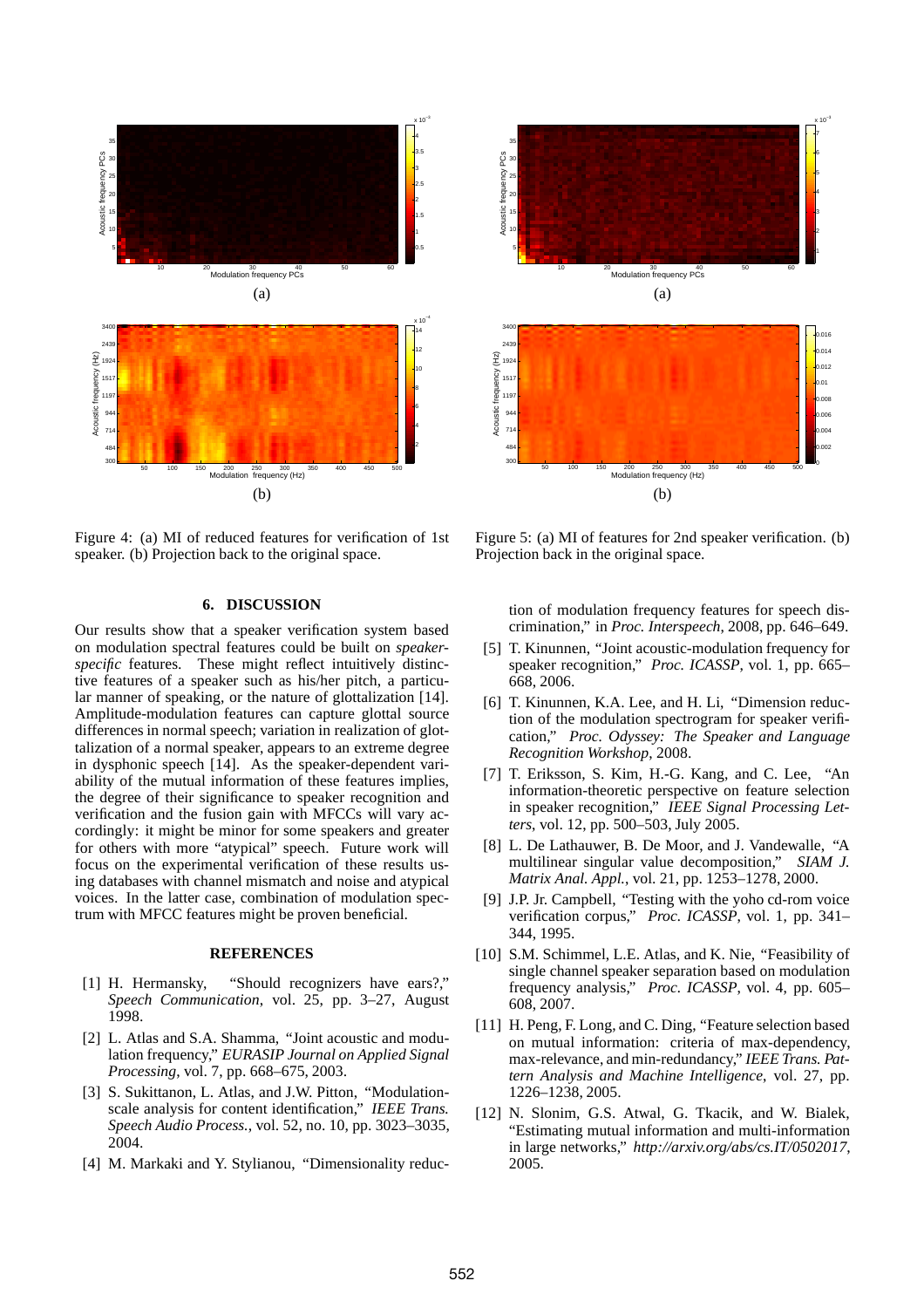Figure 4: (a) MI of reduced features for verification of 1st speaker. (b) Projection back to the original space.

Figure 5: (a) MI of features for 2nd speaker verification. (b) Projection back in the original space.

## 6. DISCUSSION

Our results show that a speaker verification system based on modulation spectral features could be built on *speaker-specific* features. These might reflect intuitively distinctive features of a speaker such as his/her pitch, a particular manner of speaking, or the nature of glottalization [14]. Amplitude-modulation features can capture glottal source differences in normal speech; variation in realization of glottalization of a normal speaker, appears to an extreme degree in dysphonic speech [14]. As the speaker-dependent variability of the mutual information of these features implies, the degree of their significance to speaker recognition and verification and the fusion gain with MFCCs will vary accordingly: it might be minor for some speakers and greater for others with more "atypical" speech. Future work will focus on the experimental verification of these results using databases with channel mismatch and noise and atypical voices. In the latter case, combination of modulation spectrum with MFCC features might be proven beneficial.

## REFERENCES

[1] H. Hermansky, "Should recognizers have ears?," *Speech Communication*, vol. 25, pp. 3–27, August 1998.

[2] L. Atlas and S.A. Shamma, "Joint acoustic and modulation frequency," *EURASIP Journal on Applied Signal Processing*, vol. 7, pp. 668–675, 2003.

[3] S. Sukittanon, L. Atlas, and J.W. Pitton, "Modulation-scale analysis for content identification," *IEEE Trans. Speech Audio Process.*, vol. 52, no. 10, pp. 3023–3035, 2004.

[4] M. Markaki and Y. Stylianou, "Dimensionality reduction of modulation frequency features for speech discrimination," in *Proc. Interspeech*, 2008, pp. 646–649.

[5] T. Kinunnen, "Joint acoustic-modulation frequency for speaker recognition," *Proc. ICASSP*, vol. 1, pp. 665–668, 2006.

[6] T. Kinunnen, K.A. Lee, and H. Li, "Dimension reduction of the modulation spectrogram for speaker verification," *Proc. Odyssey: The Speaker and Language Recognition Workshop*, 2008.

[7] T. Eriksson, S. Kim, H.-G. Kang, and C. Lee, "An information-theoretic perspective on feature selection in speaker recognition," *IEEE Signal Processing Letters*, vol. 12, pp. 500–503, July 2005.

[8] L. De Lathauwer, B. De Moor, and J. Vandewalle, "A multilinear singular value decomposition," *SIAM J. Matrix Anal. Appl.*, vol. 21, pp. 1253–1278, 2000.

[9] J.P. Jr. Campbell, "Testing with the yoho cd-rom voice verification corpus," *Proc. ICASSP*, vol. 1, pp. 341–344, 1995.

[10] S.M. Schimmel, L.E. Atlas, and K. Nie, "Feasibility of single channel speaker separation based on modulation frequency analysis," *Proc. ICASSP*, vol. 4, pp. 605–608, 2007.

[11] H. Peng, F. Long, and C. Ding, "Feature selection based on mutual information: criteria of max-dependency, max-relevance, and min-redundancy," *IEEE Trans. Pattern Analysis and Machine Intelligence*, vol. 27, pp. 1226–1238, 2005.

[12] N. Slonim, G.S. Atwal, G. Tkacik, and W. Bialek, "Estimating mutual information and multi-information in large networks," *http://arxiv.org/abs/cs.IT/0502017*, 2005.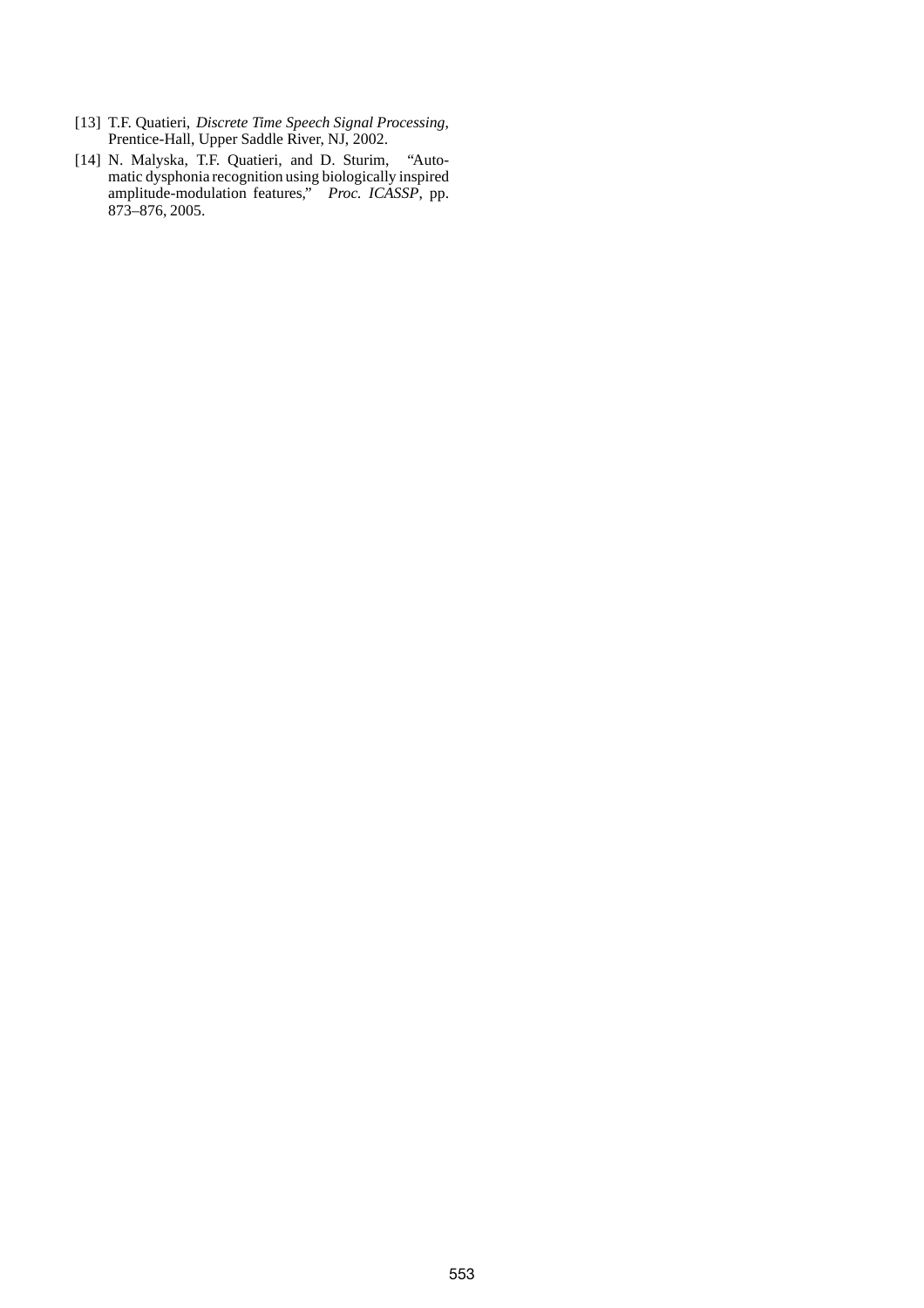[13] T.F. Quatieri, *Discrete Time Speech Signal Processing*, Prentice-Hall, Upper Saddle River, NJ, 2002.

[14] N. Malyska, T.F. Quatieri, and D. Sturim, "Automatic dysphonia recognition using biologically inspired amplitude-modulation features," *Proc. ICASSP*, pp. 873–876, 2005.